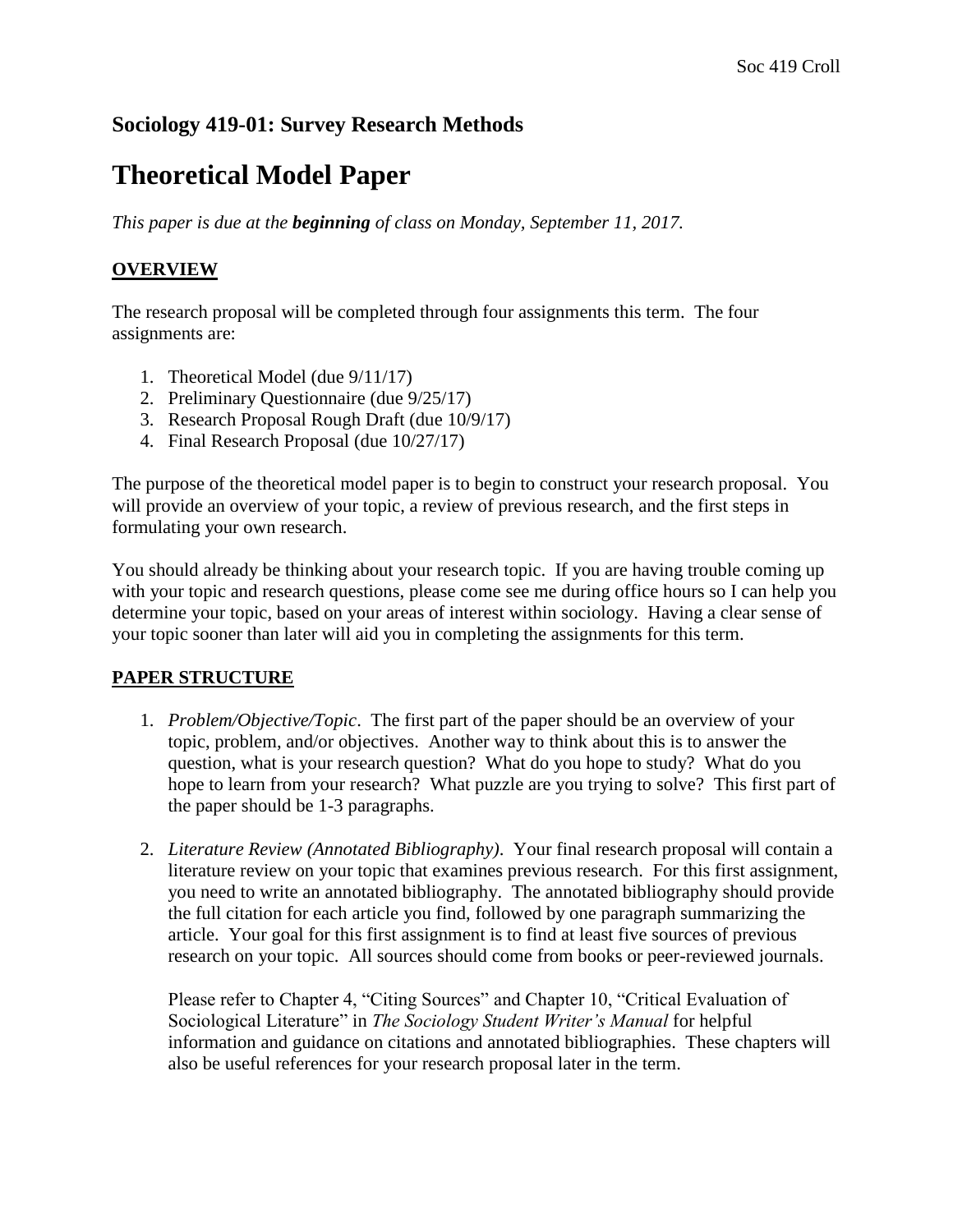## Sociology 419-01: Survey Research Methods

# Theoretical Model Paper

*This paper is due at the* ***beginning*** *of class on Monday, September 11, 2017.*

## OVERVIEW

The research proposal will be completed through four assignments this term. The four assignments are:

1. Theoretical Model (due 9/11/17)
2. Preliminary Questionnaire (due 9/25/17)
3. Research Proposal Rough Draft (due 10/9/17)
4. Final Research Proposal (due 10/27/17)

The purpose of the theoretical model paper is to begin to construct your research proposal. You will provide an overview of your topic, a review of previous research, and the first steps in formulating your own research.

You should already be thinking about your research topic. If you are having trouble coming up with your topic and research questions, please come see me during office hours so I can help you determine your topic, based on your areas of interest within sociology. Having a clear sense of your topic sooner than later will aid you in completing the assignments for this term.

## PAPER STRUCTURE

1. *Problem/Objective/Topic*. The first part of the paper should be an overview of your topic, problem, and/or objectives. Another way to think about this is to answer the question, what is your research question? What do you hope to study? What do you hope to learn from your research? What puzzle are you trying to solve? This first part of the paper should be 1-3 paragraphs.

2. *Literature Review (Annotated Bibliography)*. Your final research proposal will contain a literature review on your topic that examines previous research. For this first assignment, you need to write an annotated bibliography. The annotated bibliography should provide the full citation for each article you find, followed by one paragraph summarizing the article. Your goal for this first assignment is to find at least five sources of previous research on your topic. All sources should come from books or peer-reviewed journals.

   Please refer to Chapter 4, "Citing Sources" and Chapter 10, "Critical Evaluation of Sociological Literature" in *The Sociology Student Writer's Manual* for helpful information and guidance on citations and annotated bibliographies. These chapters will also be useful references for your research proposal later in the term.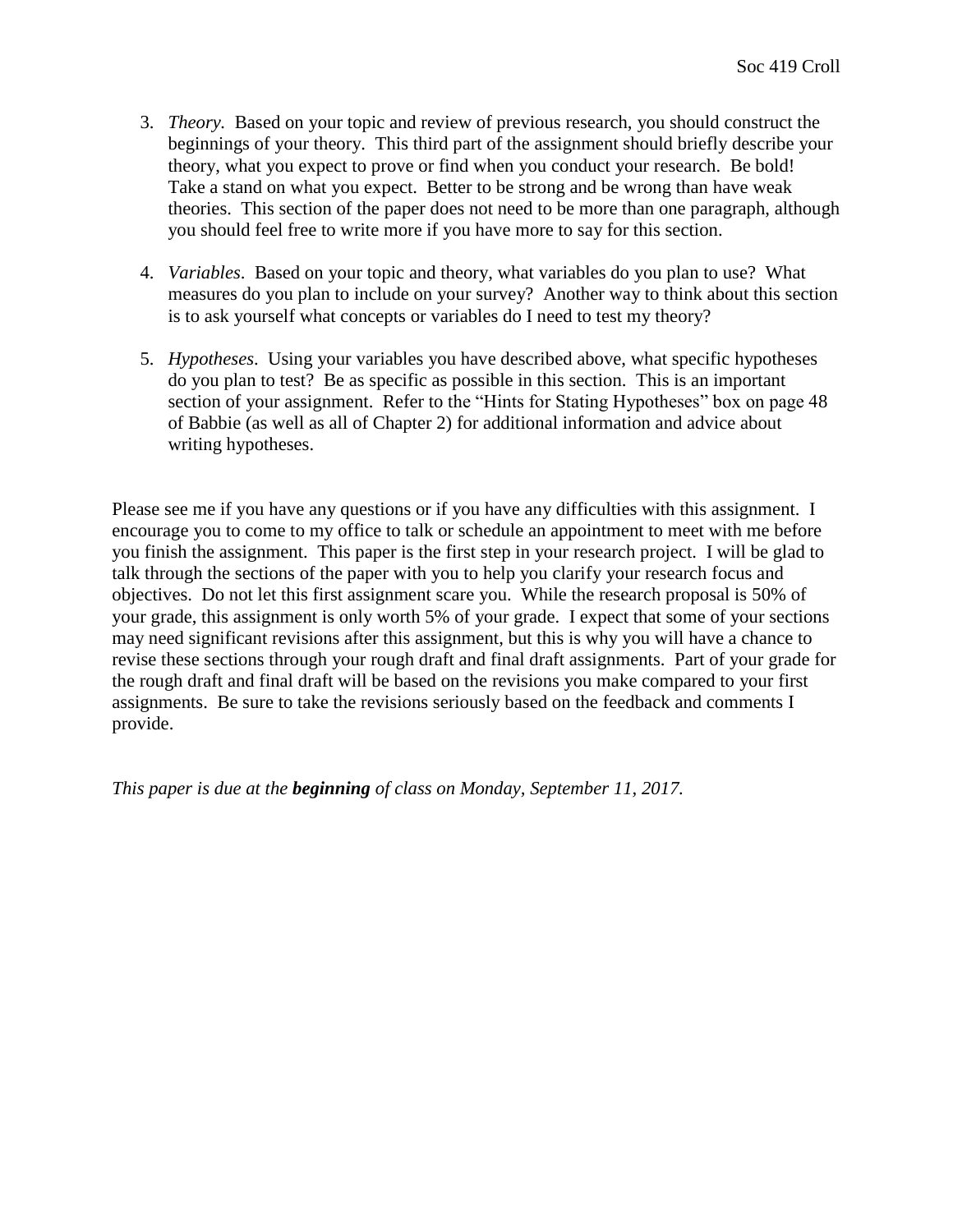3. *Theory.* Based on your topic and review of previous research, you should construct the beginnings of your theory. This third part of the assignment should briefly describe your theory, what you expect to prove or find when you conduct your research. Be bold! Take a stand on what you expect. Better to be strong and be wrong than have weak theories. This section of the paper does not need to be more than one paragraph, although you should feel free to write more if you have more to say for this section.

4. *Variables*. Based on your topic and theory, what variables do you plan to use? What measures do you plan to include on your survey? Another way to think about this section is to ask yourself what concepts or variables do I need to test my theory?

5. *Hypotheses*. Using your variables you have described above, what specific hypotheses do you plan to test? Be as specific as possible in this section. This is an important section of your assignment. Refer to the "Hints for Stating Hypotheses" box on page 48 of Babbie (as well as all of Chapter 2) for additional information and advice about writing hypotheses.

Please see me if you have any questions or if you have any difficulties with this assignment. I encourage you to come to my office to talk or schedule an appointment to meet with me before you finish the assignment. This paper is the first step in your research project. I will be glad to talk through the sections of the paper with you to help you clarify your research focus and objectives. Do not let this first assignment scare you. While the research proposal is 50% of your grade, this assignment is only worth 5% of your grade. I expect that some of your sections may need significant revisions after this assignment, but this is why you will have a chance to revise these sections through your rough draft and final draft assignments. Part of your grade for the rough draft and final draft will be based on the revisions you make compared to your first assignments. Be sure to take the revisions seriously based on the feedback and comments I provide.

*This paper is due at the **beginning** of class on Monday, September 11, 2017.*